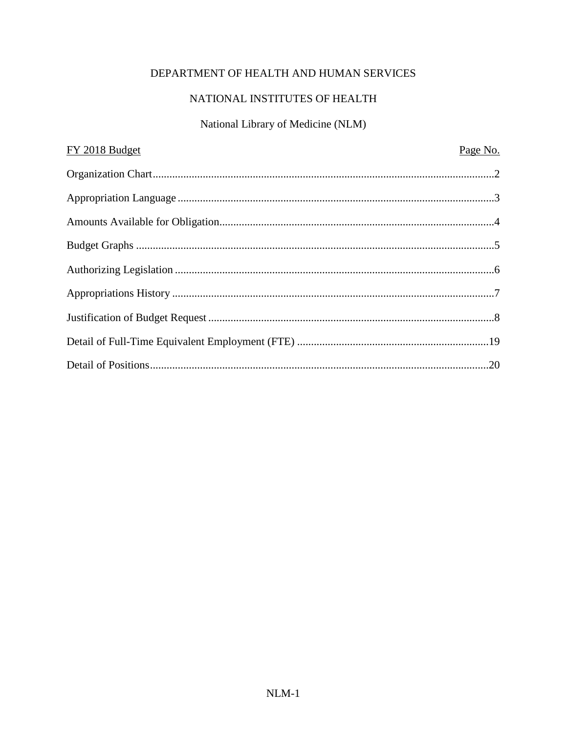# DEPARTMENT OF HEALTH AND HUMAN SERVICES

## NATIONAL INSTITUTES OF HEALTH

## National Library of Medicine (NLM)

| FY 2018 Budget | Page No. |
| --- | --- |
| Organization Chart | 2 |
| Appropriation Language | 3 |
| Amounts Available for Obligation | 4 |
| Budget Graphs | 5 |
| Authorizing Legislation | 6 |
| Appropriations History | 7 |
| Justification of Budget Request | 8 |
| Detail of Full-Time Equivalent Employment (FTE) | 19 |
| Detail of Positions | 20 |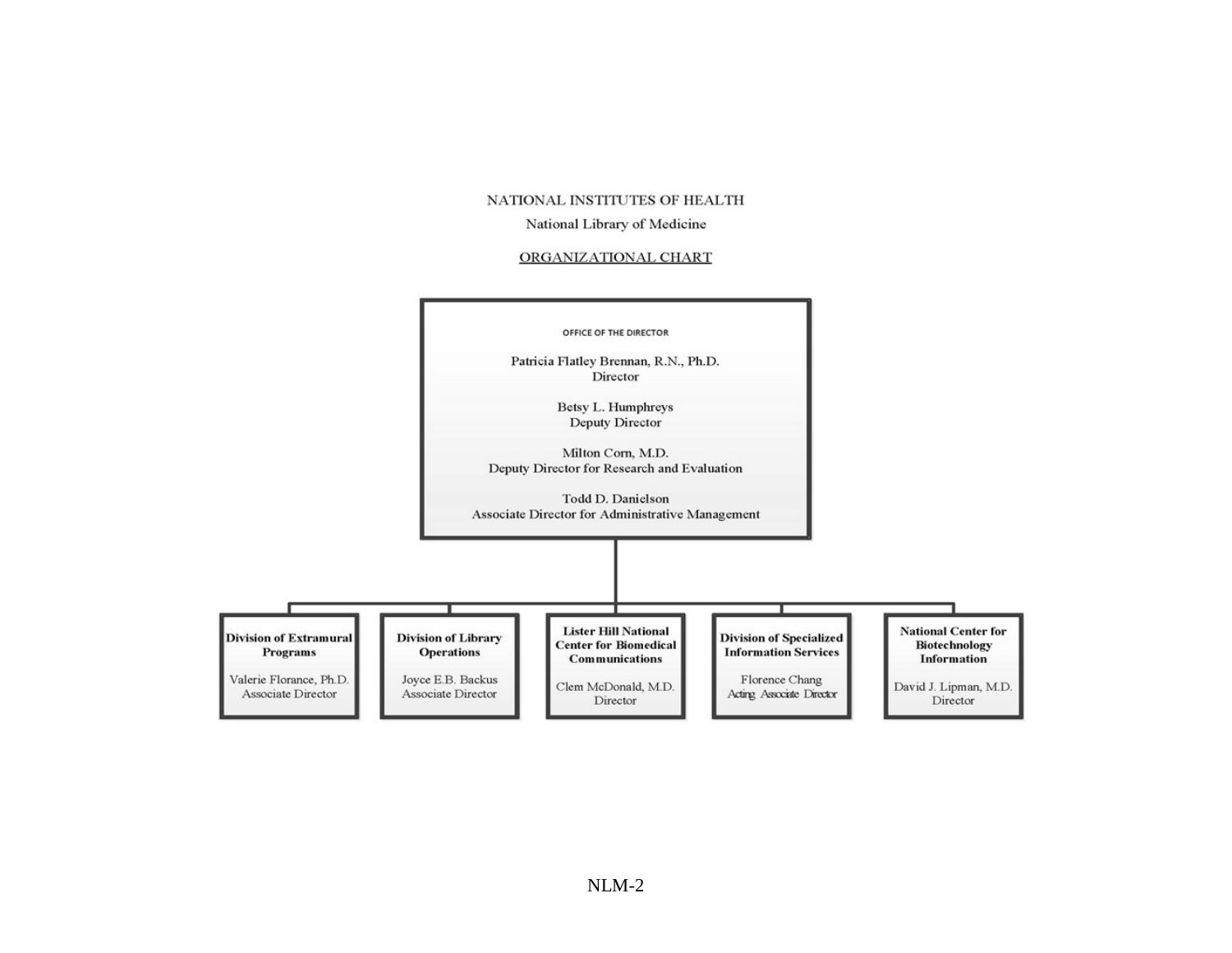NATIONAL INSTITUTES OF HEALTH

National Library of Medicine

ORGANIZATIONAL CHART

**OFFICE OF THE DIRECTOR**

Patricia Flatley Brennan, R.N., Ph.D.
Director

Betsy L. Humphreys
Deputy Director

Milton Corn, M.D.
Deputy Director for Research and Evaluation

Todd D. Danielson
Associate Director for Administrative Management

**Division of Extramural Programs**
Valerie Florance, Ph.D.
Associate Director

**Division of Library Operations**
Joyce E.B. Backus
Associate Director

**Lister Hill National Center for Biomedical Communications**
Clem McDonald, M.D.
Director

**Division of Specialized Information Services**
Florence Chang
Acting Associate Director

**National Center for Biotechnology Information**
David J. Lipman, M.D.
Director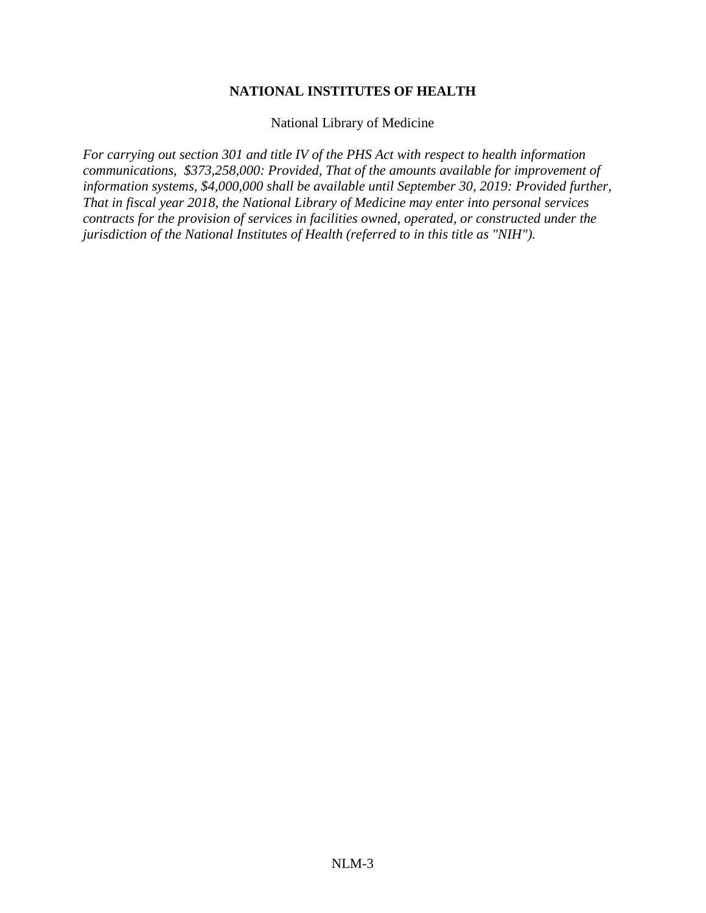**NATIONAL INSTITUTES OF HEALTH**

National Library of Medicine

*For carrying out section 301 and title IV of the PHS Act with respect to health information communications, $373,258,000: Provided, That of the amounts available for improvement of information systems, $4,000,000 shall be available until September 30, 2019: Provided further, That in fiscal year 2018, the National Library of Medicine may enter into personal services contracts for the provision of services in facilities owned, operated, or constructed under the jurisdiction of the National Institutes of Health (referred to in this title as "NIH").*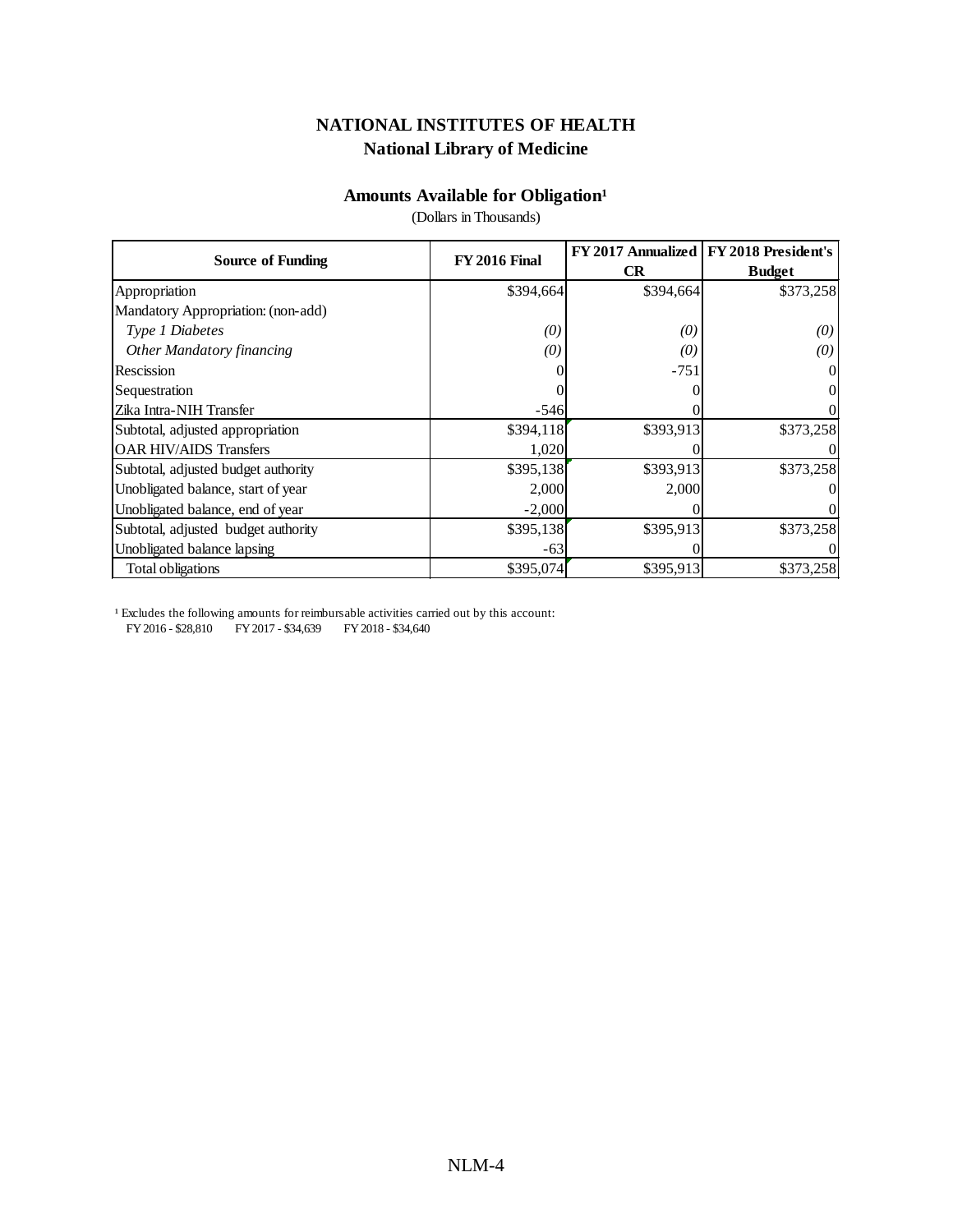# NATIONAL INSTITUTES OF HEALTH

## National Library of Medicine

### Amounts Available for Obligation[1]

(Dollars in Thousands)

| Source of Funding | FY 2016 Final | FY 2017 Annualized CR | FY 2018 President's Budget |
|---|---|---|---|
| Appropriation | $394,664 | $394,664 | $373,258 |
| Mandatory Appropriation: (non-add) | | | |
| *Type 1 Diabetes* | *(0)* | *(0)* | *(0)* |
| *Other Mandatory financing* | *(0)* | *(0)* | *(0)* |
| Rescission | 0 | -751 | 0 |
| Sequestration | 0 | 0 | 0 |
| Zika Intra-NIH Transfer | -546 | 0 | 0 |
| Subtotal, adjusted appropriation | $394,118 | $393,913 | $373,258 |
| OAR HIV/AIDS Transfers | 1,020 | 0 | 0 |
| Subtotal, adjusted budget authority | $395,138 | $393,913 | $373,258 |
| Unobligated balance, start of year | 2,000 | 2,000 | 0 |
| Unobligated balance, end of year | -2,000 | 0 | 0 |
| Subtotal, adjusted budget authority | $395,138 | $395,913 | $373,258 |
| Unobligated balance lapsing | -63 | 0 | 0 |
| Total obligations | $395,074 | $395,913 | $373,258 |

[1] Excludes the following amounts for reimbursable activities carried out by this account:
FY 2016 - $28,810 FY 2017 - $34,639 FY 2018 - $34,640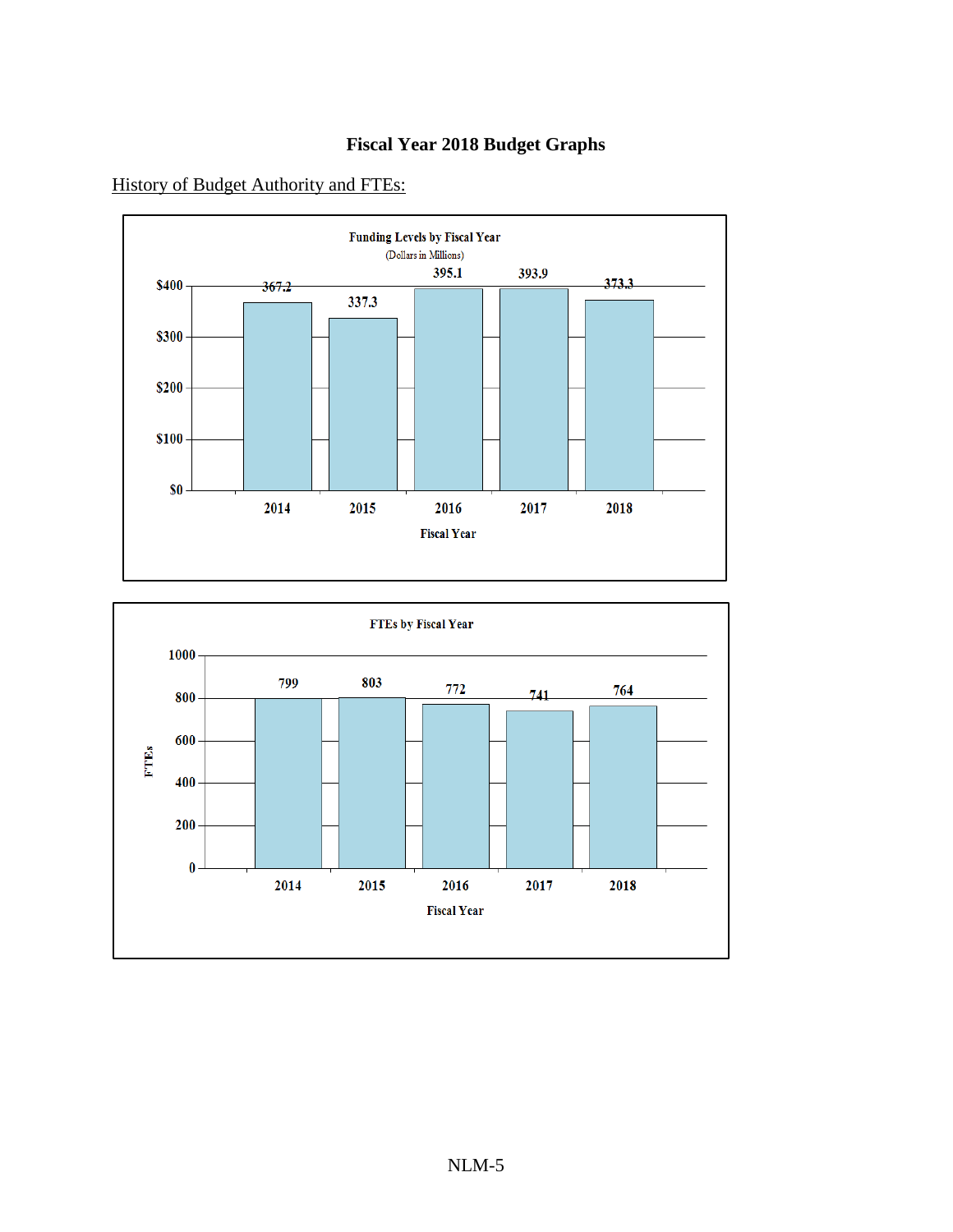# Fiscal Year 2018 Budget Graphs

History of Budget Authority and FTEs:

**Funding Levels by Fiscal Year**
(Dollars in Millions)

| Fiscal Year | 2014 | 2015 | 2016 | 2017 | 2018 |
|---|---|---|---|---|---|
| Funding | 367.2 | 337.3 | 395.1 | 393.9 | 373.3 |

**FTEs by Fiscal Year**

| Fiscal Year | 2014 | 2015 | 2016 | 2017 | 2018 |
|---|---|---|---|---|---|
| FTEs | 799 | 803 | 772 | 741 | 764 |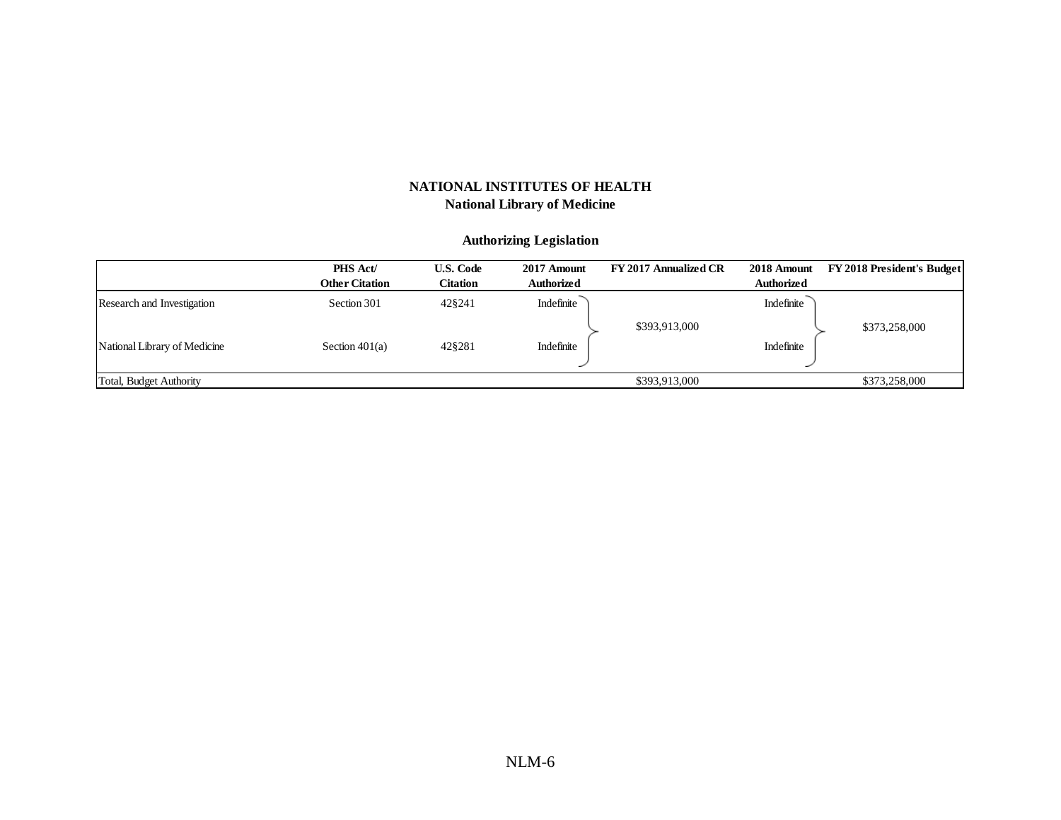**NATIONAL INSTITUTES OF HEALTH**
**National Library of Medicine**

**Authorizing Legislation**

| | PHS Act/ Other Citation | U.S. Code Citation | 2017 Amount Authorized | FY 2017 Annualized CR | 2018 Amount Authorized | FY 2018 President's Budget |
|---|---|---|---|---|---|---|
| Research and Investigation | Section 301 | 42§241 | Indefinite | $393,913,000 | Indefinite | $373,258,000 |
| National Library of Medicine | Section 401(a) | 42§281 | Indefinite | | Indefinite | |
| Total, Budget Authority | | | | $393,913,000 | | $373,258,000 |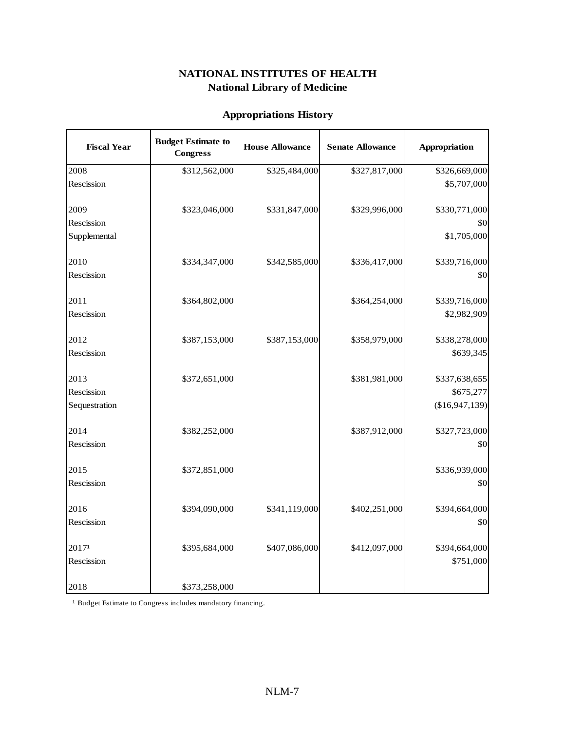# NATIONAL INSTITUTES OF HEALTH

## National Library of Medicine

### Appropriations History

| Fiscal Year | Budget Estimate to Congress | House Allowance | Senate Allowance | Appropriation |
|---|---|---|---|---|
| 2008 | $312,562,000 | $325,484,000 | $327,817,000 | $326,669,000 |
| Rescission | | | | $5,707,000 |
| 2009 | $323,046,000 | $331,847,000 | $329,996,000 | $330,771,000 |
| Rescission | | | | $0 |
| Supplemental | | | | $1,705,000 |
| 2010 | $334,347,000 | $342,585,000 | $336,417,000 | $339,716,000 |
| Rescission | | | | $0 |
| 2011 | $364,802,000 | | $364,254,000 | $339,716,000 |
| Rescission | | | | $2,982,909 |
| 2012 | $387,153,000 | $387,153,000 | $358,979,000 | $338,278,000 |
| Rescission | | | | $639,345 |
| 2013 | $372,651,000 | | $381,981,000 | $337,638,655 |
| Rescission | | | | $675,277 |
| Sequestration | | | | ($16,947,139) |
| 2014 | $382,252,000 | | $387,912,000 | $327,723,000 |
| Rescission | | | | $0 |
| 2015 | $372,851,000 | | | $336,939,000 |
| Rescission | | | | $0 |
| 2016 | $394,090,000 | $341,119,000 | $402,251,000 | $394,664,000 |
| Rescission | | | | $0 |
| 2017[1] | $395,684,000 | $407,086,000 | $412,097,000 | $394,664,000 |
| Rescission | | | | $751,000 |
| 2018 | $373,258,000 | | | |

[1] Budget Estimate to Congress includes mandatory financing.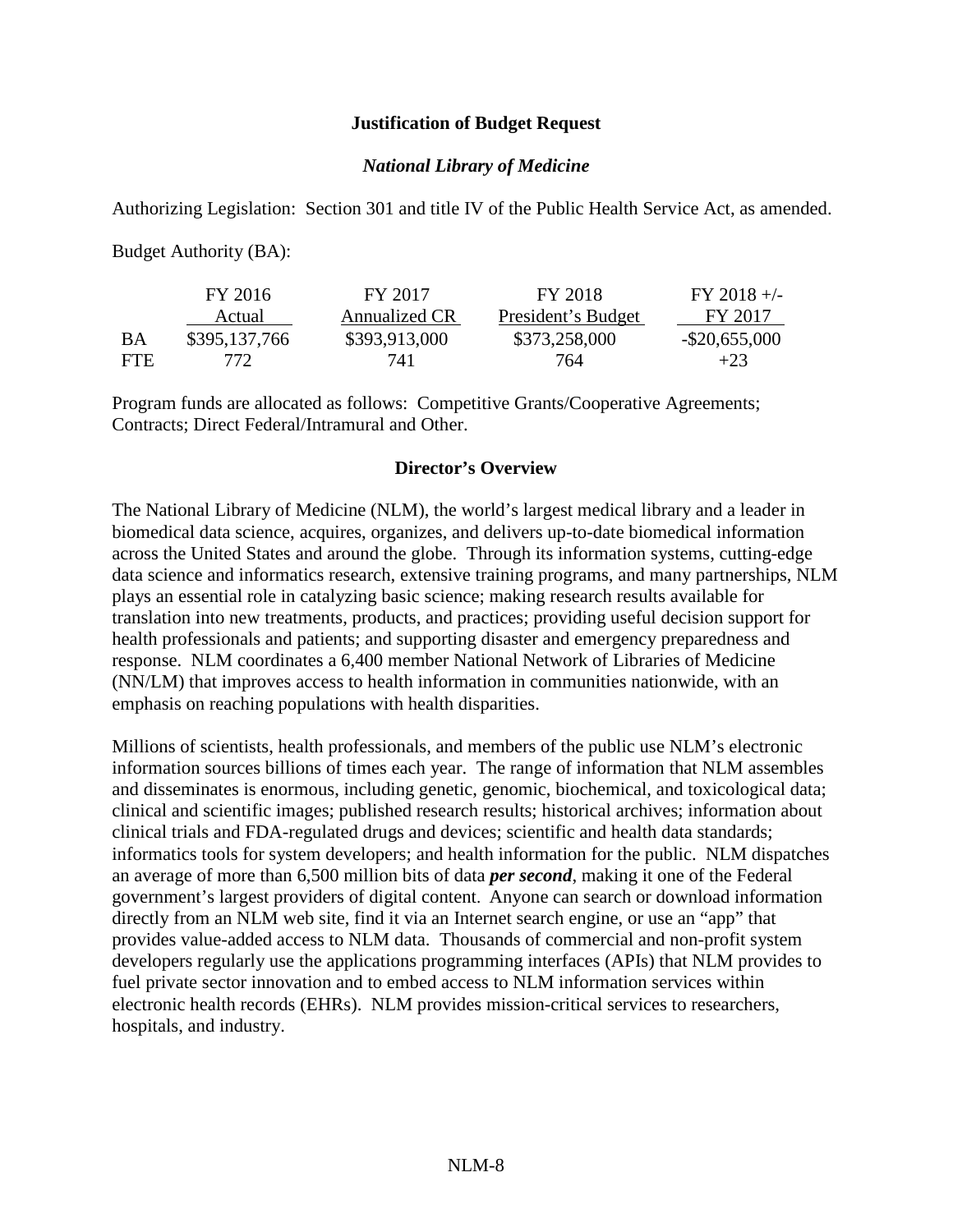**Justification of Budget Request**

***National Library of Medicine***

Authorizing Legislation: Section 301 and title IV of the Public Health Service Act, as amended.

Budget Authority (BA):

| | FY 2016 Actual | FY 2017 Annualized CR | FY 2018 President's Budget | FY 2018 +/- FY 2017 |
|---|---|---|---|---|
| BA | $395,137,766 | $393,913,000 | $373,258,000 | -$20,655,000 |
| FTE | 772 | 741 | 764 | +23 |

Program funds are allocated as follows: Competitive Grants/Cooperative Agreements; Contracts; Direct Federal/Intramural and Other.

**Director's Overview**

The National Library of Medicine (NLM), the world's largest medical library and a leader in biomedical data science, acquires, organizes, and delivers up-to-date biomedical information across the United States and around the globe. Through its information systems, cutting-edge data science and informatics research, extensive training programs, and many partnerships, NLM plays an essential role in catalyzing basic science; making research results available for translation into new treatments, products, and practices; providing useful decision support for health professionals and patients; and supporting disaster and emergency preparedness and response. NLM coordinates a 6,400 member National Network of Libraries of Medicine (NN/LM) that improves access to health information in communities nationwide, with an emphasis on reaching populations with health disparities.

Millions of scientists, health professionals, and members of the public use NLM's electronic information sources billions of times each year. The range of information that NLM assembles and disseminates is enormous, including genetic, genomic, biochemical, and toxicological data; clinical and scientific images; published research results; historical archives; information about clinical trials and FDA-regulated drugs and devices; scientific and health data standards; informatics tools for system developers; and health information for the public. NLM dispatches an average of more than 6,500 million bits of data ***per second***, making it one of the Federal government's largest providers of digital content. Anyone can search or download information directly from an NLM web site, find it via an Internet search engine, or use an "app" that provides value-added access to NLM data. Thousands of commercial and non-profit system developers regularly use the applications programming interfaces (APIs) that NLM provides to fuel private sector innovation and to embed access to NLM information services within electronic health records (EHRs). NLM provides mission-critical services to researchers, hospitals, and industry.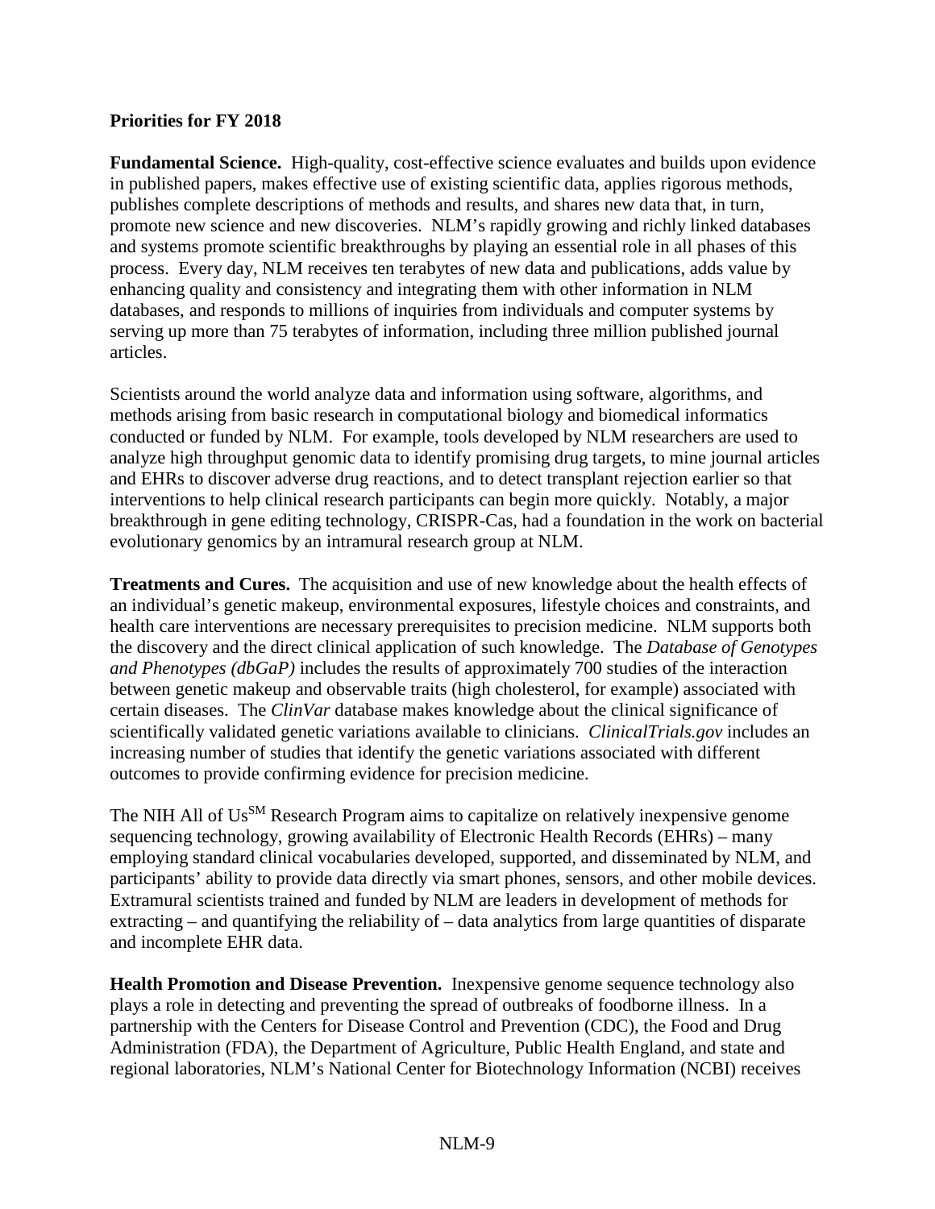**Priorities for FY 2018**

**Fundamental Science.** High-quality, cost-effective science evaluates and builds upon evidence in published papers, makes effective use of existing scientific data, applies rigorous methods, publishes complete descriptions of methods and results, and shares new data that, in turn, promote new science and new discoveries. NLM's rapidly growing and richly linked databases and systems promote scientific breakthroughs by playing an essential role in all phases of this process. Every day, NLM receives ten terabytes of new data and publications, adds value by enhancing quality and consistency and integrating them with other information in NLM databases, and responds to millions of inquiries from individuals and computer systems by serving up more than 75 terabytes of information, including three million published journal articles.

Scientists around the world analyze data and information using software, algorithms, and methods arising from basic research in computational biology and biomedical informatics conducted or funded by NLM. For example, tools developed by NLM researchers are used to analyze high throughput genomic data to identify promising drug targets, to mine journal articles and EHRs to discover adverse drug reactions, and to detect transplant rejection earlier so that interventions to help clinical research participants can begin more quickly. Notably, a major breakthrough in gene editing technology, CRISPR-Cas, had a foundation in the work on bacterial evolutionary genomics by an intramural research group at NLM.

**Treatments and Cures.** The acquisition and use of new knowledge about the health effects of an individual's genetic makeup, environmental exposures, lifestyle choices and constraints, and health care interventions are necessary prerequisites to precision medicine. NLM supports both the discovery and the direct clinical application of such knowledge. The *Database of Genotypes and Phenotypes (dbGaP)* includes the results of approximately 700 studies of the interaction between genetic makeup and observable traits (high cholesterol, for example) associated with certain diseases. The *ClinVar* database makes knowledge about the clinical significance of scientifically validated genetic variations available to clinicians. *ClinicalTrials.gov* includes an increasing number of studies that identify the genetic variations associated with different outcomes to provide confirming evidence for precision medicine.

The NIH All of Us℠ Research Program aims to capitalize on relatively inexpensive genome sequencing technology, growing availability of Electronic Health Records (EHRs) – many employing standard clinical vocabularies developed, supported, and disseminated by NLM, and participants' ability to provide data directly via smart phones, sensors, and other mobile devices. Extramural scientists trained and funded by NLM are leaders in development of methods for extracting – and quantifying the reliability of – data analytics from large quantities of disparate and incomplete EHR data.

**Health Promotion and Disease Prevention.** Inexpensive genome sequence technology also plays a role in detecting and preventing the spread of outbreaks of foodborne illness. In a partnership with the Centers for Disease Control and Prevention (CDC), the Food and Drug Administration (FDA), the Department of Agriculture, Public Health England, and state and regional laboratories, NLM's National Center for Biotechnology Information (NCBI) receives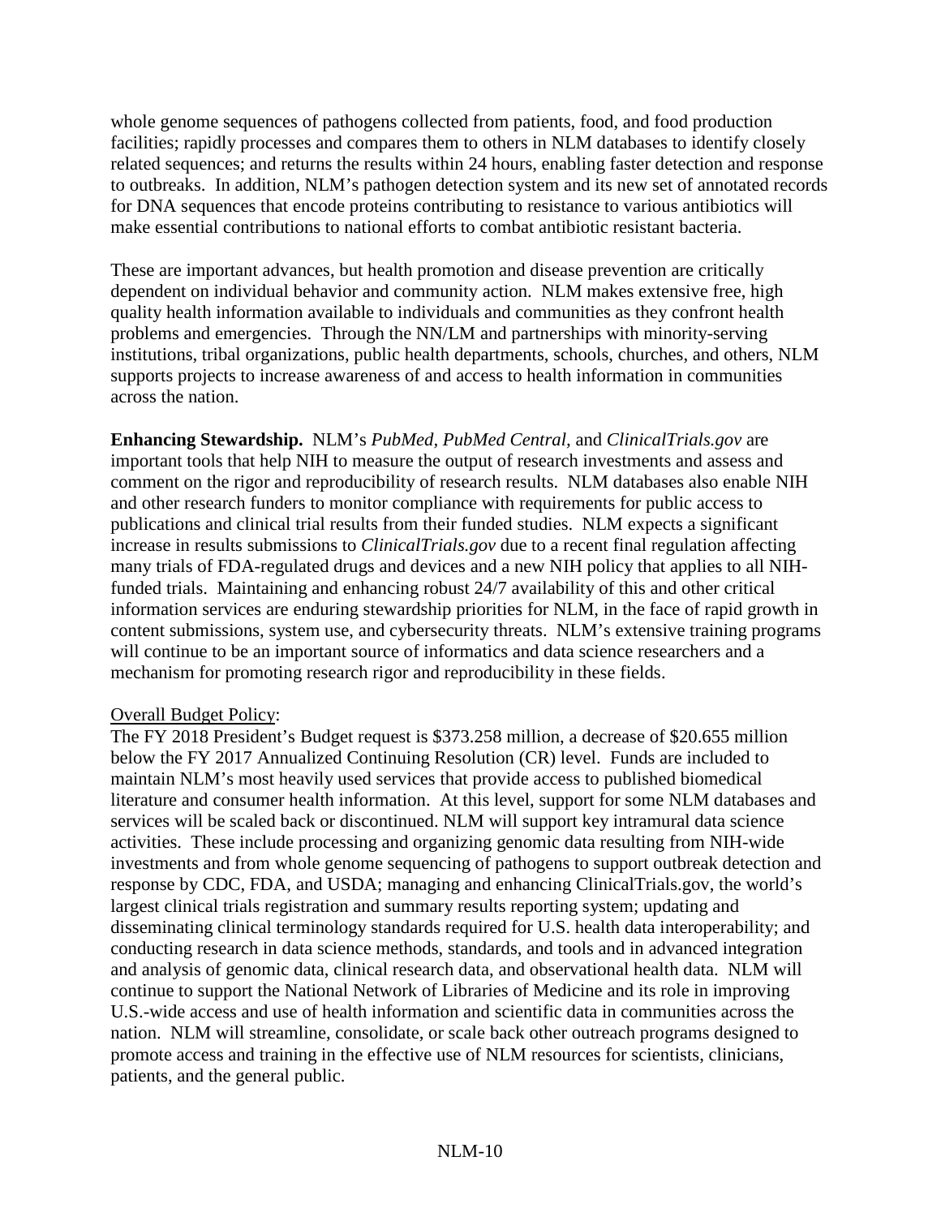whole genome sequences of pathogens collected from patients, food, and food production facilities; rapidly processes and compares them to others in NLM databases to identify closely related sequences; and returns the results within 24 hours, enabling faster detection and response to outbreaks. In addition, NLM's pathogen detection system and its new set of annotated records for DNA sequences that encode proteins contributing to resistance to various antibiotics will make essential contributions to national efforts to combat antibiotic resistant bacteria.

These are important advances, but health promotion and disease prevention are critically dependent on individual behavior and community action. NLM makes extensive free, high quality health information available to individuals and communities as they confront health problems and emergencies. Through the NN/LM and partnerships with minority-serving institutions, tribal organizations, public health departments, schools, churches, and others, NLM supports projects to increase awareness of and access to health information in communities across the nation.

**Enhancing Stewardship.** NLM's *PubMed, PubMed Central,* and *ClinicalTrials.gov* are important tools that help NIH to measure the output of research investments and assess and comment on the rigor and reproducibility of research results. NLM databases also enable NIH and other research funders to monitor compliance with requirements for public access to publications and clinical trial results from their funded studies. NLM expects a significant increase in results submissions to *ClinicalTrials.gov* due to a recent final regulation affecting many trials of FDA-regulated drugs and devices and a new NIH policy that applies to all NIH-funded trials. Maintaining and enhancing robust 24/7 availability of this and other critical information services are enduring stewardship priorities for NLM, in the face of rapid growth in content submissions, system use, and cybersecurity threats. NLM's extensive training programs will continue to be an important source of informatics and data science researchers and a mechanism for promoting research rigor and reproducibility in these fields.

Overall Budget Policy:

The FY 2018 President's Budget request is $373.258 million, a decrease of $20.655 million below the FY 2017 Annualized Continuing Resolution (CR) level. Funds are included to maintain NLM's most heavily used services that provide access to published biomedical literature and consumer health information. At this level, support for some NLM databases and services will be scaled back or discontinued. NLM will support key intramural data science activities. These include processing and organizing genomic data resulting from NIH-wide investments and from whole genome sequencing of pathogens to support outbreak detection and response by CDC, FDA, and USDA; managing and enhancing ClinicalTrials.gov, the world's largest clinical trials registration and summary results reporting system; updating and disseminating clinical terminology standards required for U.S. health data interoperability; and conducting research in data science methods, standards, and tools and in advanced integration and analysis of genomic data, clinical research data, and observational health data. NLM will continue to support the National Network of Libraries of Medicine and its role in improving U.S.-wide access and use of health information and scientific data in communities across the nation. NLM will streamline, consolidate, or scale back other outreach programs designed to promote access and training in the effective use of NLM resources for scientists, clinicians, patients, and the general public.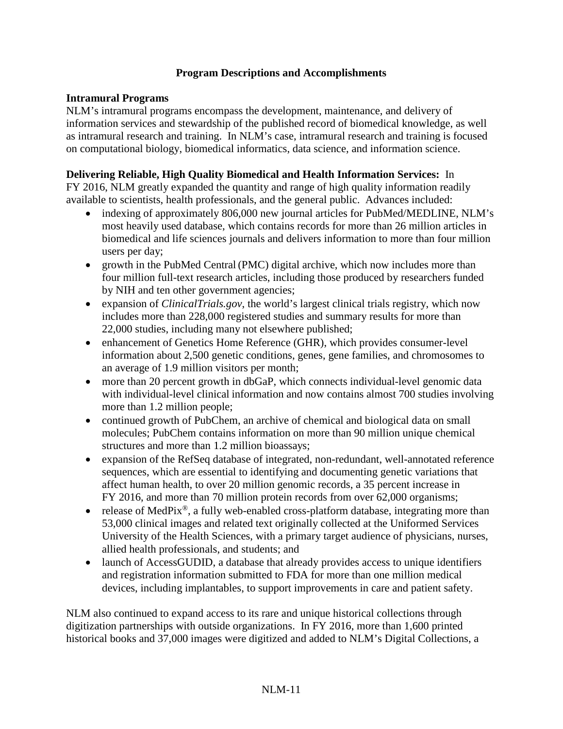## Program Descriptions and Accomplishments

**Intramural Programs**

NLM's intramural programs encompass the development, maintenance, and delivery of information services and stewardship of the published record of biomedical knowledge, as well as intramural research and training. In NLM's case, intramural research and training is focused on computational biology, biomedical informatics, data science, and information science.

**Delivering Reliable, High Quality Biomedical and Health Information Services:** In FY 2016, NLM greatly expanded the quantity and range of high quality information readily available to scientists, health professionals, and the general public. Advances included:

- indexing of approximately 806,000 new journal articles for PubMed/MEDLINE, NLM's most heavily used database, which contains records for more than 26 million articles in biomedical and life sciences journals and delivers information to more than four million users per day;
- growth in the PubMed Central (PMC) digital archive, which now includes more than four million full-text research articles, including those produced by researchers funded by NIH and ten other government agencies;
- expansion of *ClinicalTrials.gov*, the world's largest clinical trials registry, which now includes more than 228,000 registered studies and summary results for more than 22,000 studies, including many not elsewhere published;
- enhancement of Genetics Home Reference (GHR), which provides consumer-level information about 2,500 genetic conditions, genes, gene families, and chromosomes to an average of 1.9 million visitors per month;
- more than 20 percent growth in dbGaP, which connects individual-level genomic data with individual-level clinical information and now contains almost 700 studies involving more than 1.2 million people;
- continued growth of PubChem, an archive of chemical and biological data on small molecules; PubChem contains information on more than 90 million unique chemical structures and more than 1.2 million bioassays;
- expansion of the RefSeq database of integrated, non-redundant, well-annotated reference sequences, which are essential to identifying and documenting genetic variations that affect human health, to over 20 million genomic records, a 35 percent increase in FY 2016, and more than 70 million protein records from over 62,000 organisms;
- release of MedPix®, a fully web-enabled cross-platform database, integrating more than 53,000 clinical images and related text originally collected at the Uniformed Services University of the Health Sciences, with a primary target audience of physicians, nurses, allied health professionals, and students; and
- launch of AccessGUDID, a database that already provides access to unique identifiers and registration information submitted to FDA for more than one million medical devices, including implantables, to support improvements in care and patient safety.

NLM also continued to expand access to its rare and unique historical collections through digitization partnerships with outside organizations. In FY 2016, more than 1,600 printed historical books and 37,000 images were digitized and added to NLM's Digital Collections, a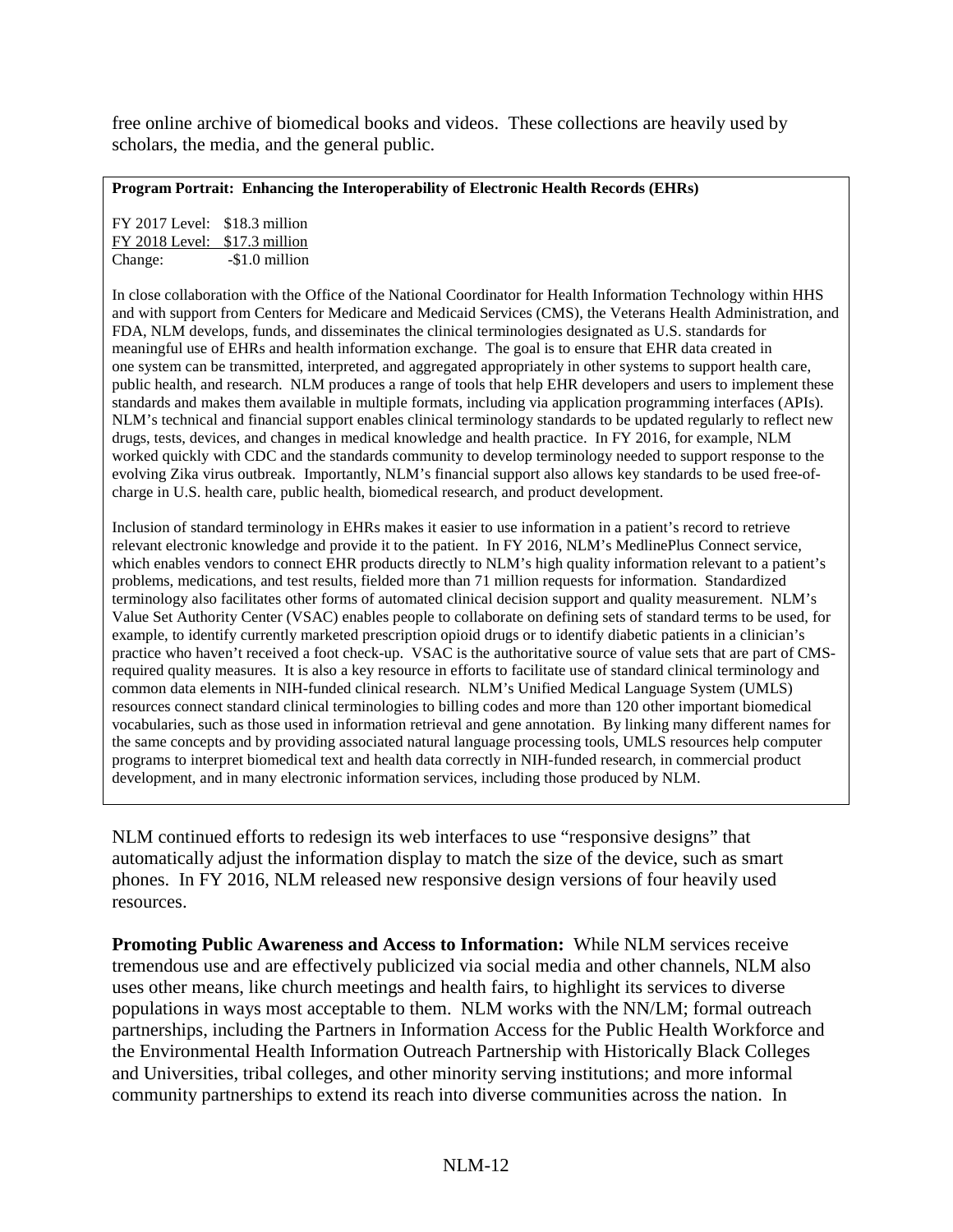free online archive of biomedical books and videos. These collections are heavily used by scholars, the media, and the general public.

**Program Portrait: Enhancing the Interoperability of Electronic Health Records (EHRs)**

FY 2017 Level: $18.3 million
FY 2018 Level: $17.3 million
Change: -$1.0 million

In close collaboration with the Office of the National Coordinator for Health Information Technology within HHS and with support from Centers for Medicare and Medicaid Services (CMS), the Veterans Health Administration, and FDA, NLM develops, funds, and disseminates the clinical terminologies designated as U.S. standards for meaningful use of EHRs and health information exchange. The goal is to ensure that EHR data created in one system can be transmitted, interpreted, and aggregated appropriately in other systems to support health care, public health, and research. NLM produces a range of tools that help EHR developers and users to implement these standards and makes them available in multiple formats, including via application programming interfaces (APIs). NLM's technical and financial support enables clinical terminology standards to be updated regularly to reflect new drugs, tests, devices, and changes in medical knowledge and health practice. In FY 2016, for example, NLM worked quickly with CDC and the standards community to develop terminology needed to support response to the evolving Zika virus outbreak. Importantly, NLM's financial support also allows key standards to be used free-of-charge in U.S. health care, public health, biomedical research, and product development.

Inclusion of standard terminology in EHRs makes it easier to use information in a patient's record to retrieve relevant electronic knowledge and provide it to the patient. In FY 2016, NLM's MedlinePlus Connect service, which enables vendors to connect EHR products directly to NLM's high quality information relevant to a patient's problems, medications, and test results, fielded more than 71 million requests for information. Standardized terminology also facilitates other forms of automated clinical decision support and quality measurement. NLM's Value Set Authority Center (VSAC) enables people to collaborate on defining sets of standard terms to be used, for example, to identify currently marketed prescription opioid drugs or to identify diabetic patients in a clinician's practice who haven't received a foot check-up. VSAC is the authoritative source of value sets that are part of CMS-required quality measures. It is also a key resource in efforts to facilitate use of standard clinical terminology and common data elements in NIH-funded clinical research. NLM's Unified Medical Language System (UMLS) resources connect standard clinical terminologies to billing codes and more than 120 other important biomedical vocabularies, such as those used in information retrieval and gene annotation. By linking many different names for the same concepts and by providing associated natural language processing tools, UMLS resources help computer programs to interpret biomedical text and health data correctly in NIH-funded research, in commercial product development, and in many electronic information services, including those produced by NLM.

NLM continued efforts to redesign its web interfaces to use "responsive designs" that automatically adjust the information display to match the size of the device, such as smart phones. In FY 2016, NLM released new responsive design versions of four heavily used resources.

**Promoting Public Awareness and Access to Information:** While NLM services receive tremendous use and are effectively publicized via social media and other channels, NLM also uses other means, like church meetings and health fairs, to highlight its services to diverse populations in ways most acceptable to them. NLM works with the NN/LM; formal outreach partnerships, including the Partners in Information Access for the Public Health Workforce and the Environmental Health Information Outreach Partnership with Historically Black Colleges and Universities, tribal colleges, and other minority serving institutions; and more informal community partnerships to extend its reach into diverse communities across the nation. In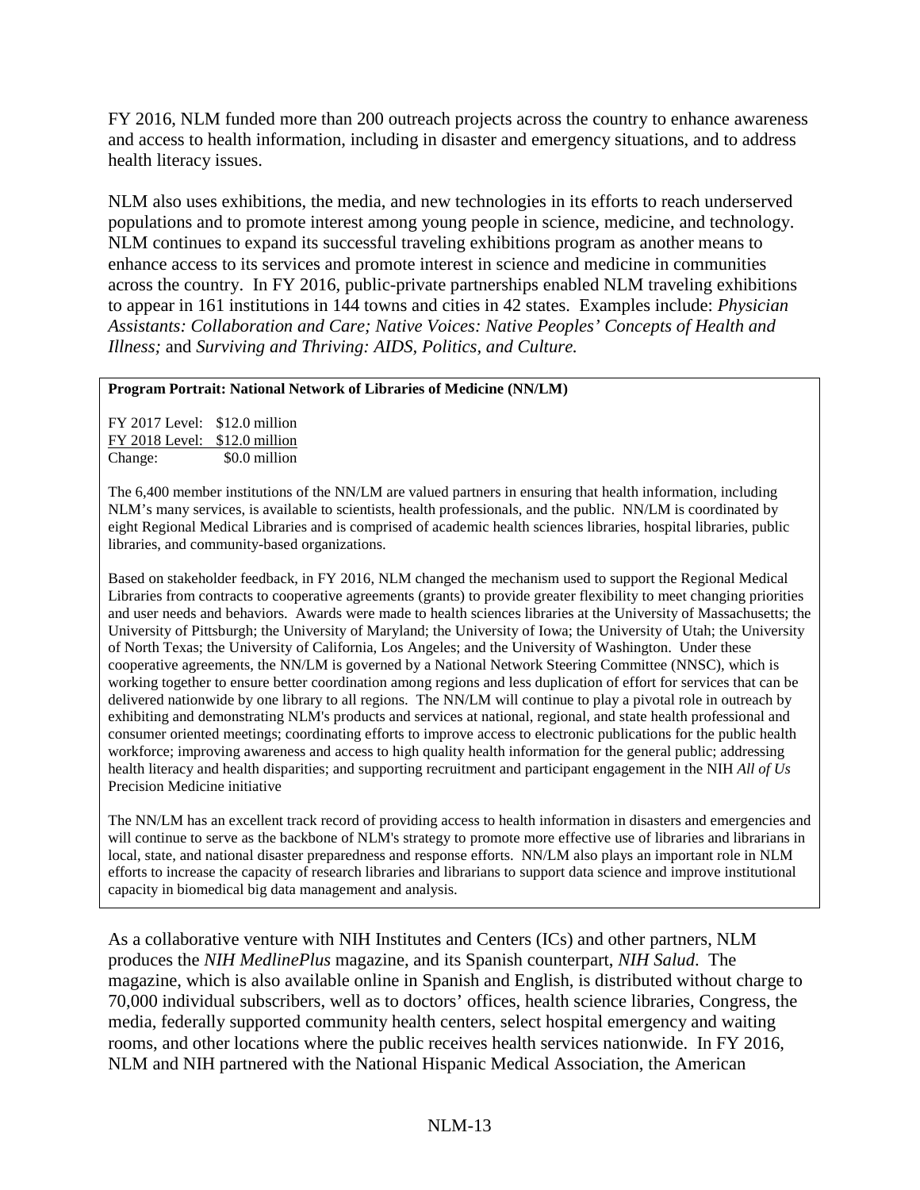FY 2016, NLM funded more than 200 outreach projects across the country to enhance awareness and access to health information, including in disaster and emergency situations, and to address health literacy issues.

NLM also uses exhibitions, the media, and new technologies in its efforts to reach underserved populations and to promote interest among young people in science, medicine, and technology. NLM continues to expand its successful traveling exhibitions program as another means to enhance access to its services and promote interest in science and medicine in communities across the country. In FY 2016, public-private partnerships enabled NLM traveling exhibitions to appear in 161 institutions in 144 towns and cities in 42 states. Examples include: *Physician Assistants: Collaboration and Care; Native Voices: Native Peoples' Concepts of Health and Illness;* and *Surviving and Thriving: AIDS, Politics, and Culture.*

**Program Portrait: National Network of Libraries of Medicine (NN/LM)**

| | |
|---|---|
| FY 2017 Level: | $12.0 million |
| FY 2018 Level: | $12.0 million |
| Change: | $0.0 million |

The 6,400 member institutions of the NN/LM are valued partners in ensuring that health information, including NLM's many services, is available to scientists, health professionals, and the public. NN/LM is coordinated by eight Regional Medical Libraries and is comprised of academic health sciences libraries, hospital libraries, public libraries, and community-based organizations.

Based on stakeholder feedback, in FY 2016, NLM changed the mechanism used to support the Regional Medical Libraries from contracts to cooperative agreements (grants) to provide greater flexibility to meet changing priorities and user needs and behaviors. Awards were made to health sciences libraries at the University of Massachusetts; the University of Pittsburgh; the University of Maryland; the University of Iowa; the University of Utah; the University of North Texas; the University of California, Los Angeles; and the University of Washington. Under these cooperative agreements, the NN/LM is governed by a National Network Steering Committee (NNSC), which is working together to ensure better coordination among regions and less duplication of effort for services that can be delivered nationwide by one library to all regions. The NN/LM will continue to play a pivotal role in outreach by exhibiting and demonstrating NLM's products and services at national, regional, and state health professional and consumer oriented meetings; coordinating efforts to improve access to electronic publications for the public health workforce; improving awareness and access to high quality health information for the general public; addressing health literacy and health disparities; and supporting recruitment and participant engagement in the NIH *All of Us* Precision Medicine initiative

The NN/LM has an excellent track record of providing access to health information in disasters and emergencies and will continue to serve as the backbone of NLM's strategy to promote more effective use of libraries and librarians in local, state, and national disaster preparedness and response efforts. NN/LM also plays an important role in NLM efforts to increase the capacity of research libraries and librarians to support data science and improve institutional capacity in biomedical big data management and analysis.

As a collaborative venture with NIH Institutes and Centers (ICs) and other partners, NLM produces the *NIH MedlinePlus* magazine, and its Spanish counterpart, *NIH Salud*. The magazine, which is also available online in Spanish and English, is distributed without charge to 70,000 individual subscribers, well as to doctors' offices, health science libraries, Congress, the media, federally supported community health centers, select hospital emergency and waiting rooms, and other locations where the public receives health services nationwide. In FY 2016, NLM and NIH partnered with the National Hispanic Medical Association, the American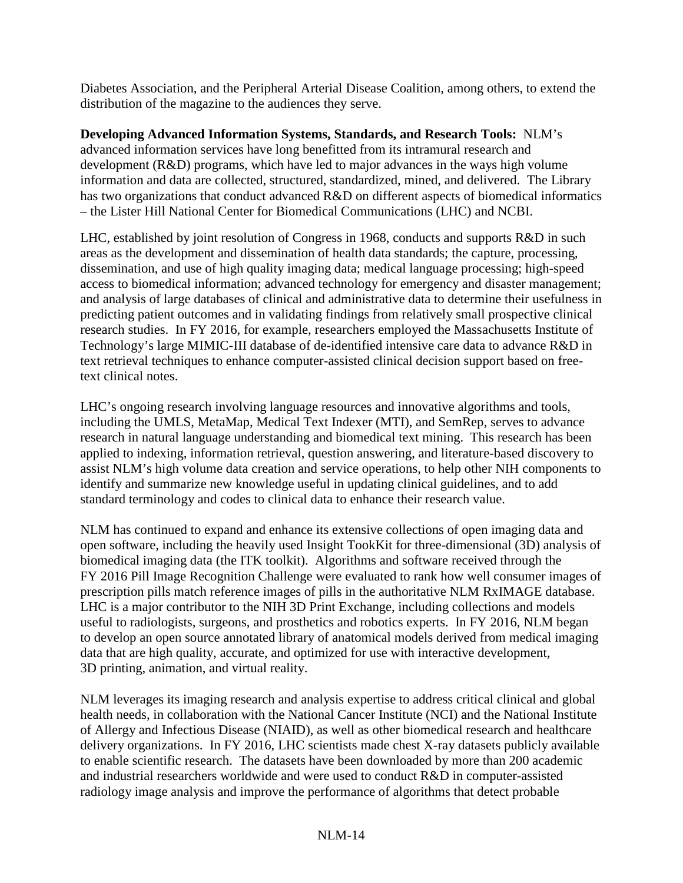Diabetes Association, and the Peripheral Arterial Disease Coalition, among others, to extend the distribution of the magazine to the audiences they serve.

**Developing Advanced Information Systems, Standards, and Research Tools:** NLM's advanced information services have long benefitted from its intramural research and development (R&D) programs, which have led to major advances in the ways high volume information and data are collected, structured, standardized, mined, and delivered. The Library has two organizations that conduct advanced R&D on different aspects of biomedical informatics – the Lister Hill National Center for Biomedical Communications (LHC) and NCBI.

LHC, established by joint resolution of Congress in 1968, conducts and supports R&D in such areas as the development and dissemination of health data standards; the capture, processing, dissemination, and use of high quality imaging data; medical language processing; high-speed access to biomedical information; advanced technology for emergency and disaster management; and analysis of large databases of clinical and administrative data to determine their usefulness in predicting patient outcomes and in validating findings from relatively small prospective clinical research studies. In FY 2016, for example, researchers employed the Massachusetts Institute of Technology's large MIMIC-III database of de-identified intensive care data to advance R&D in text retrieval techniques to enhance computer-assisted clinical decision support based on free-text clinical notes.

LHC's ongoing research involving language resources and innovative algorithms and tools, including the UMLS, MetaMap, Medical Text Indexer (MTI), and SemRep, serves to advance research in natural language understanding and biomedical text mining. This research has been applied to indexing, information retrieval, question answering, and literature-based discovery to assist NLM's high volume data creation and service operations, to help other NIH components to identify and summarize new knowledge useful in updating clinical guidelines, and to add standard terminology and codes to clinical data to enhance their research value.

NLM has continued to expand and enhance its extensive collections of open imaging data and open software, including the heavily used Insight TookKit for three-dimensional (3D) analysis of biomedical imaging data (the ITK toolkit). Algorithms and software received through the FY 2016 Pill Image Recognition Challenge were evaluated to rank how well consumer images of prescription pills match reference images of pills in the authoritative NLM RxIMAGE database. LHC is a major contributor to the NIH 3D Print Exchange, including collections and models useful to radiologists, surgeons, and prosthetics and robotics experts. In FY 2016, NLM began to develop an open source annotated library of anatomical models derived from medical imaging data that are high quality, accurate, and optimized for use with interactive development, 3D printing, animation, and virtual reality.

NLM leverages its imaging research and analysis expertise to address critical clinical and global health needs, in collaboration with the National Cancer Institute (NCI) and the National Institute of Allergy and Infectious Disease (NIAID), as well as other biomedical research and healthcare delivery organizations. In FY 2016, LHC scientists made chest X-ray datasets publicly available to enable scientific research. The datasets have been downloaded by more than 200 academic and industrial researchers worldwide and were used to conduct R&D in computer-assisted radiology image analysis and improve the performance of algorithms that detect probable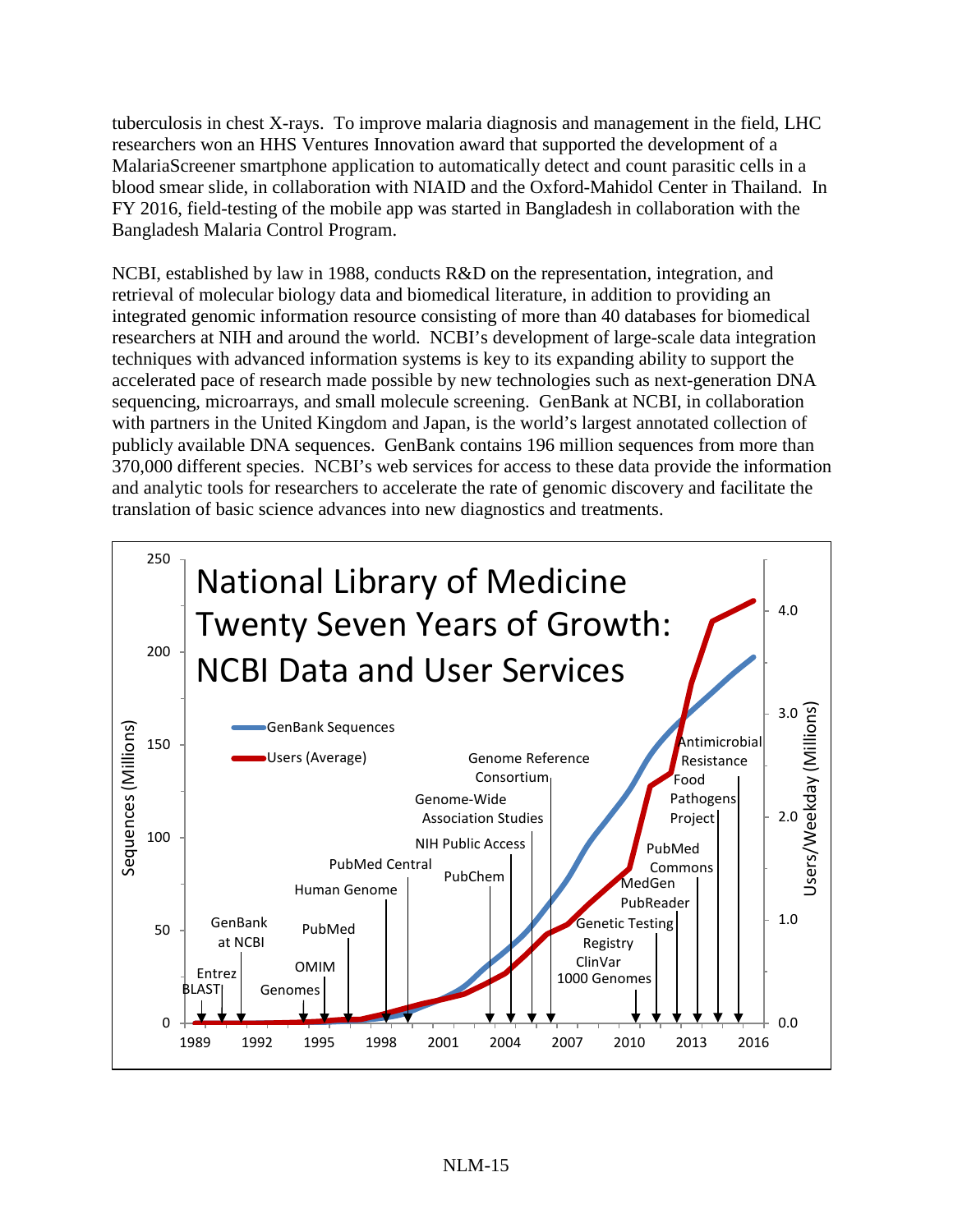tuberculosis in chest X-rays. To improve malaria diagnosis and management in the field, LHC researchers won an HHS Ventures Innovation award that supported the development of a MalariaScreener smartphone application to automatically detect and count parasitic cells in a blood smear slide, in collaboration with NIAID and the Oxford-Mahidol Center in Thailand. In FY 2016, field-testing of the mobile app was started in Bangladesh in collaboration with the Bangladesh Malaria Control Program.

NCBI, established by law in 1988, conducts R&D on the representation, integration, and retrieval of molecular biology data and biomedical literature, in addition to providing an integrated genomic information resource consisting of more than 40 databases for biomedical researchers at NIH and around the world. NCBI's development of large-scale data integration techniques with advanced information systems is key to its expanding ability to support the accelerated pace of research made possible by new technologies such as next-generation DNA sequencing, microarrays, and small molecule screening. GenBank at NCBI, in collaboration with partners in the United Kingdom and Japan, is the world's largest annotated collection of publicly available DNA sequences. GenBank contains 196 million sequences from more than 370,000 different species. NCBI's web services for access to these data provide the information and analytic tools for researchers to accelerate the rate of genomic discovery and facilitate the translation of basic science advances into new diagnostics and treatments.

National Library of Medicine Twenty Seven Years of Growth: NCBI Data and User Services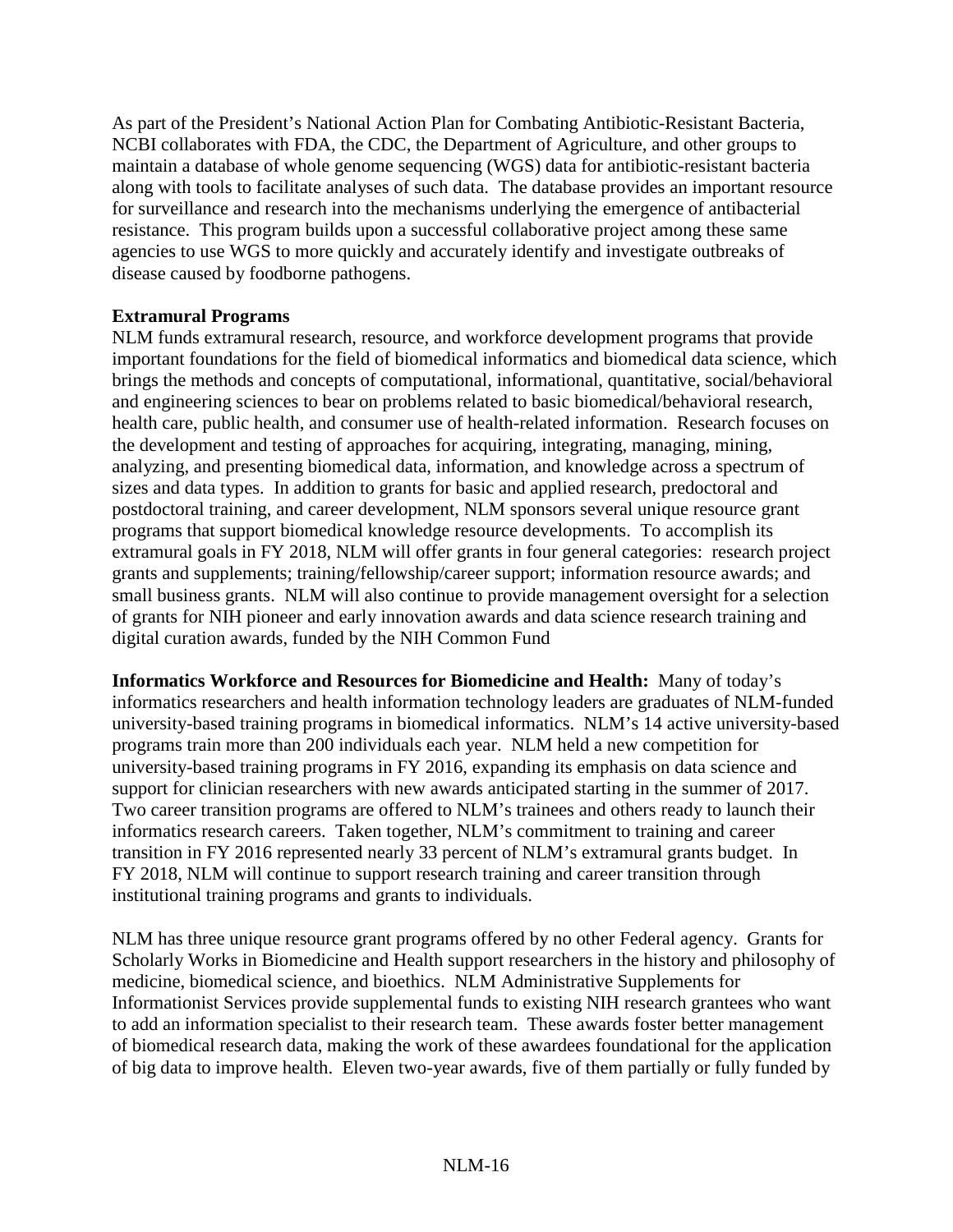As part of the President's National Action Plan for Combating Antibiotic-Resistant Bacteria, NCBI collaborates with FDA, the CDC, the Department of Agriculture, and other groups to maintain a database of whole genome sequencing (WGS) data for antibiotic-resistant bacteria along with tools to facilitate analyses of such data. The database provides an important resource for surveillance and research into the mechanisms underlying the emergence of antibacterial resistance. This program builds upon a successful collaborative project among these same agencies to use WGS to more quickly and accurately identify and investigate outbreaks of disease caused by foodborne pathogens.

**Extramural Programs**

NLM funds extramural research, resource, and workforce development programs that provide important foundations for the field of biomedical informatics and biomedical data science, which brings the methods and concepts of computational, informational, quantitative, social/behavioral and engineering sciences to bear on problems related to basic biomedical/behavioral research, health care, public health, and consumer use of health-related information. Research focuses on the development and testing of approaches for acquiring, integrating, managing, mining, analyzing, and presenting biomedical data, information, and knowledge across a spectrum of sizes and data types. In addition to grants for basic and applied research, predoctoral and postdoctoral training, and career development, NLM sponsors several unique resource grant programs that support biomedical knowledge resource developments. To accomplish its extramural goals in FY 2018, NLM will offer grants in four general categories: research project grants and supplements; training/fellowship/career support; information resource awards; and small business grants. NLM will also continue to provide management oversight for a selection of grants for NIH pioneer and early innovation awards and data science research training and digital curation awards, funded by the NIH Common Fund

**Informatics Workforce and Resources for Biomedicine and Health:** Many of today's informatics researchers and health information technology leaders are graduates of NLM-funded university-based training programs in biomedical informatics. NLM's 14 active university-based programs train more than 200 individuals each year. NLM held a new competition for university-based training programs in FY 2016, expanding its emphasis on data science and support for clinician researchers with new awards anticipated starting in the summer of 2017. Two career transition programs are offered to NLM's trainees and others ready to launch their informatics research careers. Taken together, NLM's commitment to training and career transition in FY 2016 represented nearly 33 percent of NLM's extramural grants budget. In FY 2018, NLM will continue to support research training and career transition through institutional training programs and grants to individuals.

NLM has three unique resource grant programs offered by no other Federal agency. Grants for Scholarly Works in Biomedicine and Health support researchers in the history and philosophy of medicine, biomedical science, and bioethics. NLM Administrative Supplements for Informationist Services provide supplemental funds to existing NIH research grantees who want to add an information specialist to their research team. These awards foster better management of biomedical research data, making the work of these awardees foundational for the application of big data to improve health. Eleven two-year awards, five of them partially or fully funded by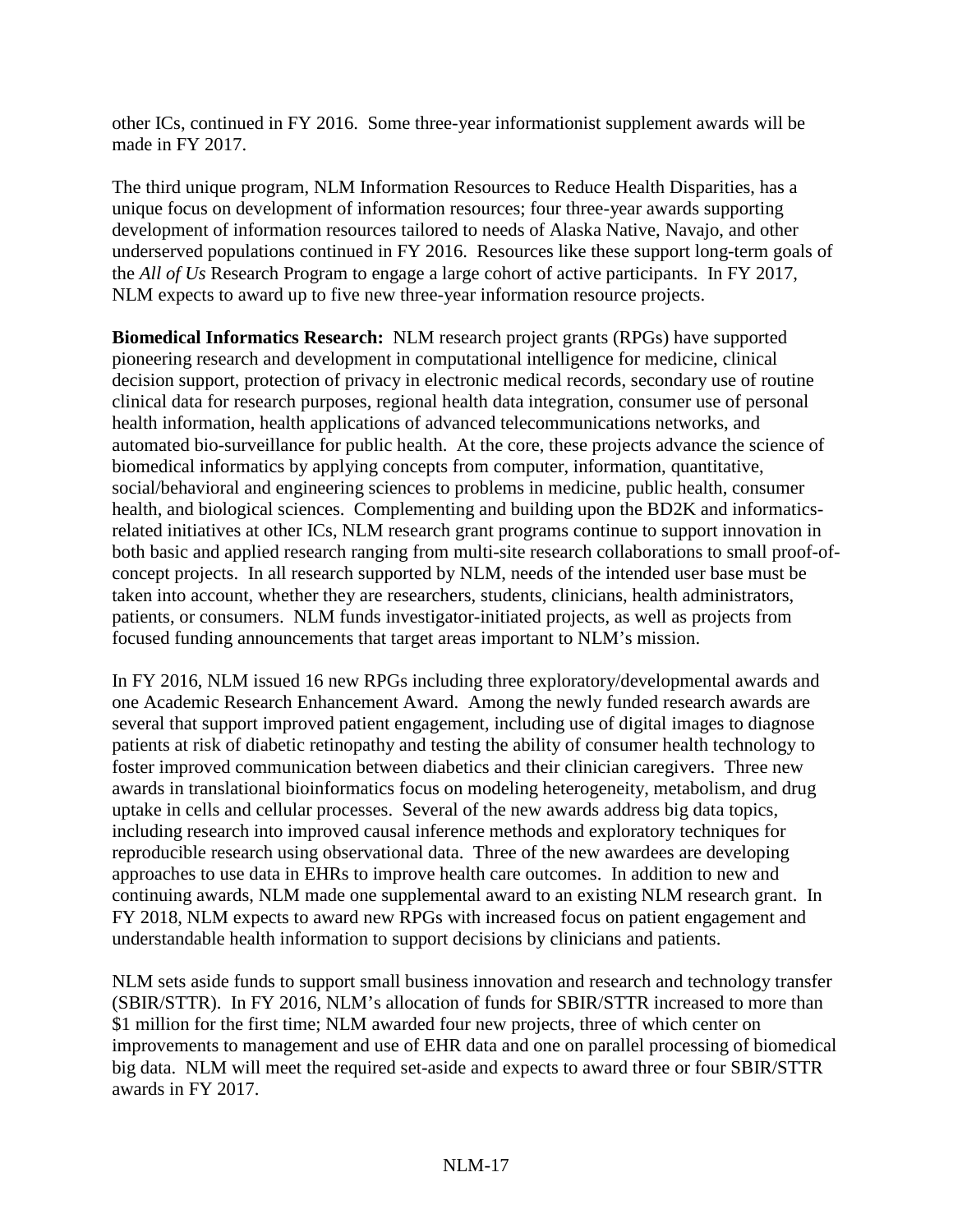other ICs, continued in FY 2016. Some three-year informationist supplement awards will be made in FY 2017.

The third unique program, NLM Information Resources to Reduce Health Disparities, has a unique focus on development of information resources; four three-year awards supporting development of information resources tailored to needs of Alaska Native, Navajo, and other underserved populations continued in FY 2016. Resources like these support long-term goals of the *All of Us* Research Program to engage a large cohort of active participants. In FY 2017, NLM expects to award up to five new three-year information resource projects.

**Biomedical Informatics Research:** NLM research project grants (RPGs) have supported pioneering research and development in computational intelligence for medicine, clinical decision support, protection of privacy in electronic medical records, secondary use of routine clinical data for research purposes, regional health data integration, consumer use of personal health information, health applications of advanced telecommunications networks, and automated bio-surveillance for public health. At the core, these projects advance the science of biomedical informatics by applying concepts from computer, information, quantitative, social/behavioral and engineering sciences to problems in medicine, public health, consumer health, and biological sciences. Complementing and building upon the BD2K and informatics-related initiatives at other ICs, NLM research grant programs continue to support innovation in both basic and applied research ranging from multi-site research collaborations to small proof-of-concept projects. In all research supported by NLM, needs of the intended user base must be taken into account, whether they are researchers, students, clinicians, health administrators, patients, or consumers. NLM funds investigator-initiated projects, as well as projects from focused funding announcements that target areas important to NLM's mission.

In FY 2016, NLM issued 16 new RPGs including three exploratory/developmental awards and one Academic Research Enhancement Award. Among the newly funded research awards are several that support improved patient engagement, including use of digital images to diagnose patients at risk of diabetic retinopathy and testing the ability of consumer health technology to foster improved communication between diabetics and their clinician caregivers. Three new awards in translational bioinformatics focus on modeling heterogeneity, metabolism, and drug uptake in cells and cellular processes. Several of the new awards address big data topics, including research into improved causal inference methods and exploratory techniques for reproducible research using observational data. Three of the new awardees are developing approaches to use data in EHRs to improve health care outcomes. In addition to new and continuing awards, NLM made one supplemental award to an existing NLM research grant. In FY 2018, NLM expects to award new RPGs with increased focus on patient engagement and understandable health information to support decisions by clinicians and patients.

NLM sets aside funds to support small business innovation and research and technology transfer (SBIR/STTR). In FY 2016, NLM's allocation of funds for SBIR/STTR increased to more than \$1 million for the first time; NLM awarded four new projects, three of which center on improvements to management and use of EHR data and one on parallel processing of biomedical big data. NLM will meet the required set-aside and expects to award three or four SBIR/STTR awards in FY 2017.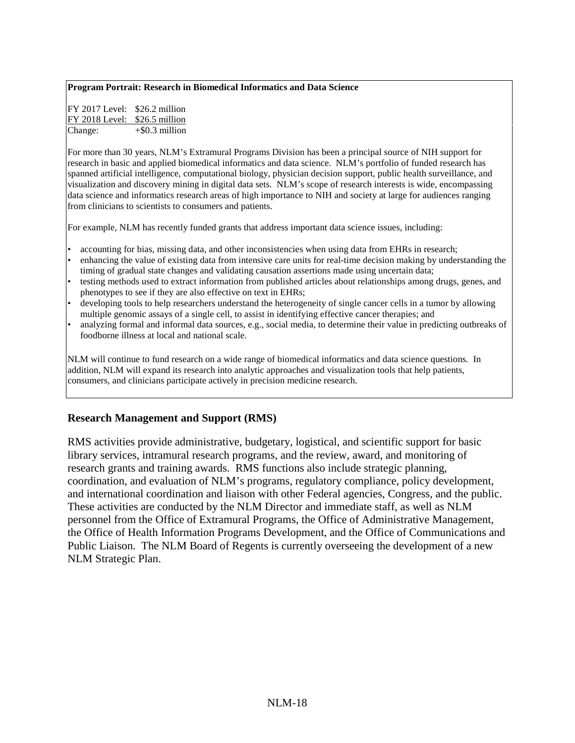**Program Portrait: Research in Biomedical Informatics and Data Science**

FY 2017 Level: $26.2 million
FY 2018 Level: $26.5 million
Change: +$0.3 million

For more than 30 years, NLM's Extramural Programs Division has been a principal source of NIH support for research in basic and applied biomedical informatics and data science. NLM's portfolio of funded research has spanned artificial intelligence, computational biology, physician decision support, public health surveillance, and visualization and discovery mining in digital data sets. NLM's scope of research interests is wide, encompassing data science and informatics research areas of high importance to NIH and society at large for audiences ranging from clinicians to scientists to consumers and patients.

For example, NLM has recently funded grants that address important data science issues, including:

- accounting for bias, missing data, and other inconsistencies when using data from EHRs in research;
- enhancing the value of existing data from intensive care units for real-time decision making by understanding the timing of gradual state changes and validating causation assertions made using uncertain data;
- testing methods used to extract information from published articles about relationships among drugs, genes, and phenotypes to see if they are also effective on text in EHRs;
- developing tools to help researchers understand the heterogeneity of single cancer cells in a tumor by allowing multiple genomic assays of a single cell, to assist in identifying effective cancer therapies; and
- analyzing formal and informal data sources, e.g., social media, to determine their value in predicting outbreaks of foodborne illness at local and national scale.

NLM will continue to fund research on a wide range of biomedical informatics and data science questions. In addition, NLM will expand its research into analytic approaches and visualization tools that help patients, consumers, and clinicians participate actively in precision medicine research.

## Research Management and Support (RMS)

RMS activities provide administrative, budgetary, logistical, and scientific support for basic library services, intramural research programs, and the review, award, and monitoring of research grants and training awards. RMS functions also include strategic planning, coordination, and evaluation of NLM's programs, regulatory compliance, policy development, and international coordination and liaison with other Federal agencies, Congress, and the public. These activities are conducted by the NLM Director and immediate staff, as well as NLM personnel from the Office of Extramural Programs, the Office of Administrative Management, the Office of Health Information Programs Development, and the Office of Communications and Public Liaison. The NLM Board of Regents is currently overseeing the development of a new NLM Strategic Plan.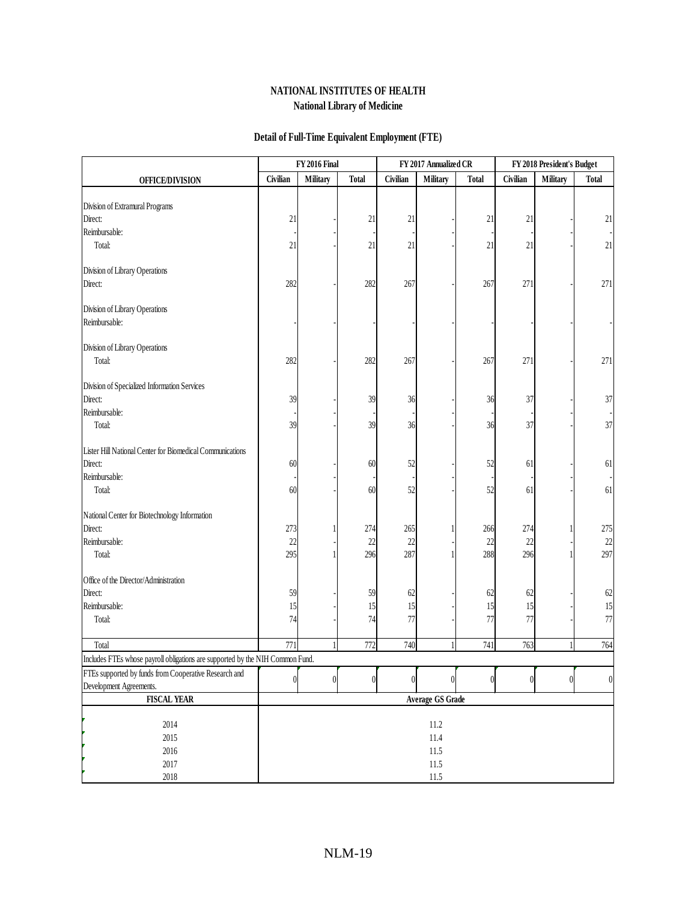# NATIONAL INSTITUTES OF HEALTH
## National Library of Medicine

### Detail of Full-Time Equivalent Employment (FTE)

| OFFICE/DIVISION | FY 2016 Final | | | FY 2017 Annualized CR | | | FY 2018 President's Budget | | |
|---|---|---|---|---|---|---|---|---|---|
| | Civilian | Military | Total | Civilian | Military | Total | Civilian | Military | Total |
| Division of Extramural Programs | | | | | | | | | |
| Direct: | 21 | - | 21 | 21 | - | 21 | 21 | - | 21 |
| Reimbursable: | - | - | - | - | - | - | - | - | - |
| Total: | 21 | - | 21 | 21 | - | 21 | 21 | - | 21 |
| Division of Library Operations | | | | | | | | | |
| Direct: | 282 | - | 282 | 267 | - | 267 | 271 | - | 271 |
| Division of Library Operations | | | | | | | | | |
| Reimbursable: | - | - | - | - | - | - | - | - | - |
| Division of Library Operations | | | | | | | | | |
| Total: | 282 | - | 282 | 267 | - | 267 | 271 | - | 271 |
| Division of Specialized Information Services | | | | | | | | | |
| Direct: | 39 | - | 39 | 36 | - | 36 | 37 | - | 37 |
| Reimbursable: | - | - | - | - | - | - | - | - | - |
| Total: | 39 | - | 39 | 36 | - | 36 | 37 | - | 37 |
| Lister Hill National Center for Biomedical Communications | | | | | | | | | |
| Direct: | 60 | - | 60 | 52 | - | 52 | 61 | - | 61 |
| Reimbursable: | - | - | - | - | - | - | - | - | - |
| Total: | 60 | - | 60 | 52 | - | 52 | 61 | - | 61 |
| National Center for Biotechnology Information | | | | | | | | | |
| Direct: | 273 | 1 | 274 | 265 | 1 | 266 | 274 | 1 | 275 |
| Reimbursable: | 22 | - | 22 | 22 | - | 22 | 22 | - | 22 |
| Total: | 295 | 1 | 296 | 287 | 1 | 288 | 296 | 1 | 297 |
| Office of the Director/Administration | | | | | | | | | |
| Direct: | 59 | - | 59 | 62 | - | 62 | 62 | - | 62 |
| Reimbursable: | 15 | - | 15 | 15 | - | 15 | 15 | - | 15 |
| Total: | 74 | - | 74 | 77 | - | 77 | 77 | - | 77 |
| Total | 771 | 1 | 772 | 740 | 1 | 741 | 763 | 1 | 764 |
| Includes FTEs whose payroll obligations are supported by the NIH Common Fund. | | | | | | | | | |
| FTEs supported by funds from Cooperative Research and Development Agreements. | 0 | 0 | 0 | 0 | 0 | 0 | 0 | 0 | 0 |

| FISCAL YEAR | Average GS Grade |
|---|---|
| 2014 | 11.2 |
| 2015 | 11.4 |
| 2016 | 11.5 |
| 2017 | 11.5 |
| 2018 | 11.5 |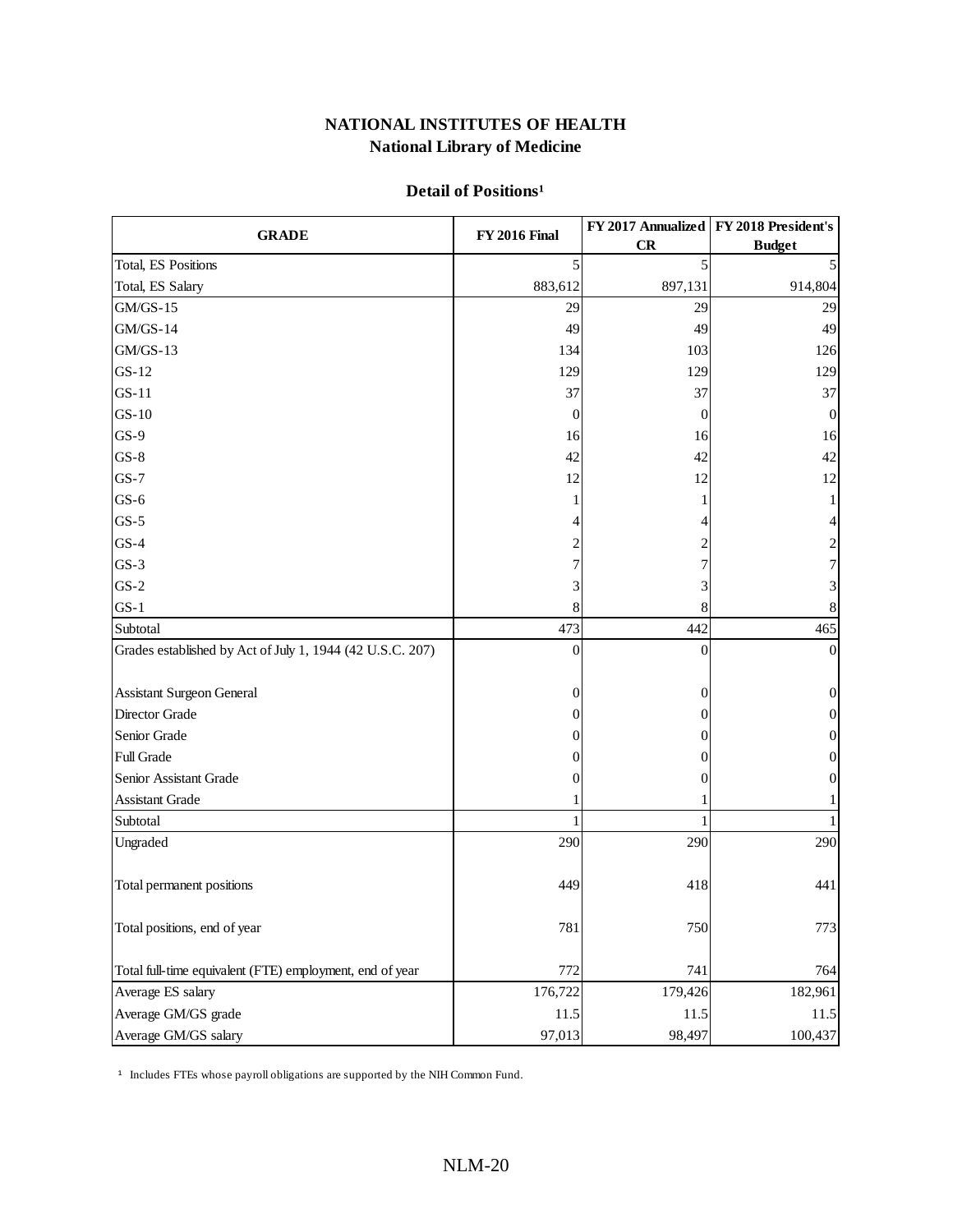**NATIONAL INSTITUTES OF HEALTH**
**National Library of Medicine**

**Detail of Positions[1]**

| GRADE | FY 2016 Final | FY 2017 Annualized CR | FY 2018 President's Budget |
|---|---|---|---|
| Total, ES Positions | 5 | 5 | 5 |
| Total, ES Salary | 883,612 | 897,131 | 914,804 |
| GM/GS-15 | 29 | 29 | 29 |
| GM/GS-14 | 49 | 49 | 49 |
| GM/GS-13 | 134 | 103 | 126 |
| GS-12 | 129 | 129 | 129 |
| GS-11 | 37 | 37 | 37 |
| GS-10 | 0 | 0 | 0 |
| GS-9 | 16 | 16 | 16 |
| GS-8 | 42 | 42 | 42 |
| GS-7 | 12 | 12 | 12 |
| GS-6 | 1 | 1 | 1 |
| GS-5 | 4 | 4 | 4 |
| GS-4 | 2 | 2 | 2 |
| GS-3 | 7 | 7 | 7 |
| GS-2 | 3 | 3 | 3 |
| GS-1 | 8 | 8 | 8 |
| Subtotal | 473 | 442 | 465 |
| Grades established by Act of July 1, 1944 (42 U.S.C. 207) | 0 | 0 | 0 |
| Assistant Surgeon General | 0 | 0 | 0 |
| Director Grade | 0 | 0 | 0 |
| Senior Grade | 0 | 0 | 0 |
| Full Grade | 0 | 0 | 0 |
| Senior Assistant Grade | 0 | 0 | 0 |
| Assistant Grade | 1 | 1 | 1 |
| Subtotal | 1 | 1 | 1 |
| Ungraded | 290 | 290 | 290 |
| Total permanent positions | 449 | 418 | 441 |
| Total positions, end of year | 781 | 750 | 773 |
| Total full-time equivalent (FTE) employment, end of year | 772 | 741 | 764 |
| Average ES salary | 176,722 | 179,426 | 182,961 |
| Average GM/GS grade | 11.5 | 11.5 | 11.5 |
| Average GM/GS salary | 97,013 | 98,497 | 100,437 |

[1] Includes FTEs whose payroll obligations are supported by the NIH Common Fund.